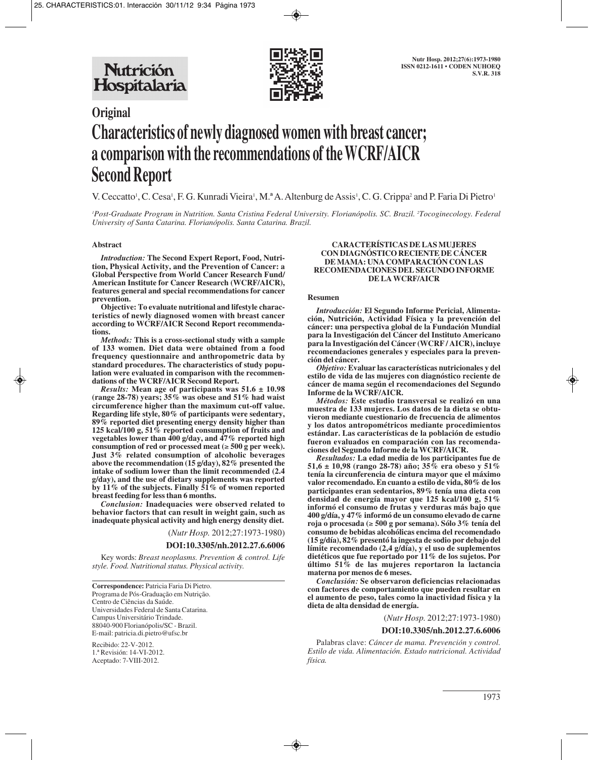# Original

# Characteristics of newly diagnosed women with breast cancer; a comparison with the recommendations of the WCRF/AICR Second Report

V. Ceccatto[1], C. Cesa[1], F. G. Kunradi Vieira[1], M.ª A. Altenburg de Assis[1], C. G. Crippa[2] and P. Faria Di Pietro[1]

[1]Post-Graduate Program in Nutrition. Santa Cristina Federal University. Florianópolis. SC. Brazil. [2]Tocoginecology. Federal University of Santa Catarina. Florianópolis. Santa Catarina. Brazil.

## Abstract

***Introduction:*** **The Second Expert Report, Food, Nutrition, Physical Activity, and the Prevention of Cancer: a Global Perspective from World Cancer Research Fund/ American Institute for Cancer Research (WCRF/AICR), features general and special recommendations for cancer prevention.**

**Objective: To evaluate nutritional and lifestyle characteristics of newly diagnosed women with breast cancer according to WCRF/AICR Second Report recommendations.**

***Methods:*** **This is a cross-sectional study with a sample of 133 women. Diet data were obtained from a food frequency questionnaire and anthropometric data by standard procedures. The characteristics of study population were evaluated in comparison with the recommendations of the WCRF/AICR Second Report.**

***Results:*** **Mean age of participants was 51.6 ± 10.98 (range 28-78) years; 35% was obese and 51% had waist circumference higher than the maximum cut-off value. Regarding life style, 80% of participants were sedentary, 89% reported diet presenting energy density higher than 125 kcal/100 g, 51% reported consumption of fruits and vegetables lower than 400 g/day, and 47% reported high consumption of red or processed meat (≥ 500 g per week). Just 3% related consumption of alcoholic beverages above the recommendation (15 g/day), 82% presented the intake of sodium lower than the limit recommended (2.4 g/day), and the use of dietary supplements was reported by 11% of the subjects. Finally 51% of women reported breast feeding for less than 6 months.**

***Conclusion:*** **Inadequacies were observed related to behavior factors that can result in weight gain, such as inadequate physical activity and high energy density diet.**

(*Nutr Hosp.* 2012;27:1973-1980)

**DOI:10.3305/nh.2012.27.6.6006**

Key words: *Breast neoplasms. Prevention & control. Life style. Food. Nutritional status. Physical activity.*

**Correspondence:** Patricia Faria Di Pietro.
Programa de Pós-Graduação em Nutrição.
Centro de Ciências da Saúde.
Universidades Federal de Santa Catarina.
Campus Universitário Trindade.
88040-900 Florianópolis/SC - Brazil.
E-mail: patricia.di.pietro@ufsc.br

Recibido: 22-V-2012.
1.ª Revisión: 14-VI-2012.
Aceptado: 7-VIII-2012.

## CARACTERÍSTICAS DE LAS MUJERES CON DIAGNÓSTICO RECIENTE DE CÁNCER DE MAMA: UNA COMPARACIÓN CON LAS RECOMENDACIONES DEL SEGUNDO INFORME DE LA WCRF/AICR

### Resumen

***Introducción:*** **El Segundo Informe Pericial, Alimentación, Nutrición, Actividad Física y la prevención del cáncer: una perspectiva global de la Fundación Mundial para la Investigación del Cáncer del Instituto Americano para la Investigación del Cáncer (WCRF / AICR), incluye recomendaciones generales y especiales para la prevención del cáncer.**

***Objetivo:*** **Evaluar las características nutricionales y del estilo de vida de las mujeres con diagnóstico reciente de cáncer de mama según el recomendaciones del Segundo Informe de la WCRF/AICR.**

***Métodos:*** **Este estudio transversal se realizó en una muestra de 133 mujeres. Los datos de la dieta se obtuvieron mediante cuestionario de frecuencia de alimentos y los datos antropométricos mediante procedimientos estándar. Las características de la población de estudio fueron evaluados en comparación con las recomendaciones del Segundo Informe de la WCRF/AICR.**

***Resultados:*** **La edad media de los participantes fue de 51,6 ± 10,98 (rango 28-78) año; 35% era obeso y 51% tenía la circunferencia de cintura mayor que el máximo valor recomendado. En cuanto a estilo de vida, 80% de los participantes eran sedentarios, 89% tenía una dieta con densidad de energía mayor que 125 kcal/100 g, 51% informó el consumo de frutas y verduras más bajo que 400 g/día, y 47% informó de un consumo elevado de carne roja o procesada (≥ 500 g por semana). Sólo 3% tenía del consumo de bebidas alcohólicas encima del recomendado (15 g/día), 82% presentó la ingesta de sodio por debajo del límite recomendado (2,4 g/día), y el uso de suplementos dietéticos que fue reportado por 11% de los sujetos. Por último 51% de las mujeres reportaron la lactancia materna por menos de 6 meses.**

***Conclusión:*** **Se observaron deficiencias relacionadas con factores de comportamiento que pueden resultar en el aumento de peso, tales como la inactividad física y la dieta de alta densidad de energía.**

(*Nutr Hosp.* 2012;27:1973-1980)

**DOI:10.3305/nh.2012.27.6.6006**

Palabras clave: *Cáncer de mama. Prevención y control. Estilo de vida. Alimentación. Estado nutricional. Actividad física.*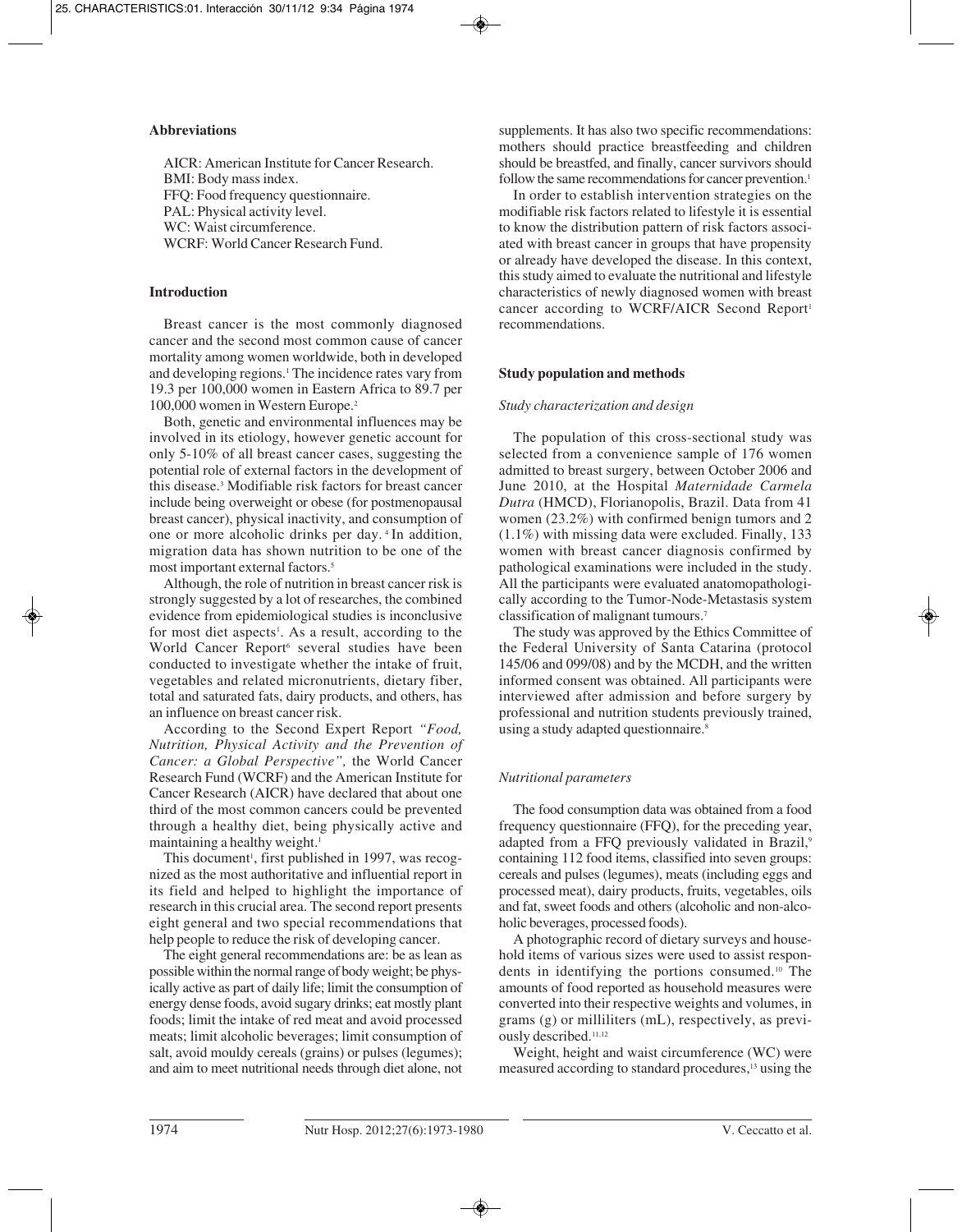## Abbreviations

AICR: American Institute for Cancer Research.
BMI: Body mass index.
FFQ: Food frequency questionnaire.
PAL: Physical activity level.
WC: Waist circumference.
WCRF: World Cancer Research Fund.

## Introduction

Breast cancer is the most commonly diagnosed cancer and the second most common cause of cancer mortality among women worldwide, both in developed and developing regions.[1] The incidence rates vary from 19.3 per 100,000 women in Eastern Africa to 89.7 per 100,000 women in Western Europe.[2]

Both, genetic and environmental influences may be involved in its etiology, however genetic account for only 5-10% of all breast cancer cases, suggesting the potential role of external factors in the development of this disease.[3] Modifiable risk factors for breast cancer include being overweight or obese (for postmenopausal breast cancer), physical inactivity, and consumption of one or more alcoholic drinks per day.[4] In addition, migration data has shown nutrition to be one of the most important external factors.[5]

Although, the role of nutrition in breast cancer risk is strongly suggested by a lot of researches, the combined evidence from epidemiological studies is inconclusive for most diet aspects[1]. As a result, according to the World Cancer Report[6] several studies have been conducted to investigate whether the intake of fruit, vegetables and related micronutrients, dietary fiber, total and saturated fats, dairy products, and others, has an influence on breast cancer risk.

According to the Second Expert Report *"Food, Nutrition, Physical Activity and the Prevention of Cancer: a Global Perspective",* the World Cancer Research Fund (WCRF) and the American Institute for Cancer Research (AICR) have declared that about one third of the most common cancers could be prevented through a healthy diet, being physically active and maintaining a healthy weight.[1]

This document[1], first published in 1997, was recognized as the most authoritative and influential report in its field and helped to highlight the importance of research in this crucial area. The second report presents eight general and two special recommendations that help people to reduce the risk of developing cancer.

The eight general recommendations are: be as lean as possible within the normal range of body weight; be physically active as part of daily life; limit the consumption of energy dense foods, avoid sugary drinks; eat mostly plant foods; limit the intake of red meat and avoid processed meats; limit alcoholic beverages; limit consumption of salt, avoid mouldy cereals (grains) or pulses (legumes); and aim to meet nutritional needs through diet alone, not supplements. It has also two specific recommendations: mothers should practice breastfeeding and children should be breastfed, and finally, cancer survivors should follow the same recommendations for cancer prevention.[1]

In order to establish intervention strategies on the modifiable risk factors related to lifestyle it is essential to know the distribution pattern of risk factors associated with breast cancer in groups that have propensity or already have developed the disease. In this context, this study aimed to evaluate the nutritional and lifestyle characteristics of newly diagnosed women with breast cancer according to WCRF/AICR Second Report[1] recommendations.

## Study population and methods

### *Study characterization and design*

The population of this cross-sectional study was selected from a convenience sample of 176 women admitted to breast surgery, between October 2006 and June 2010, at the Hospital *Maternidade Carmela Dutra* (HMCD), Florianopolis, Brazil. Data from 41 women (23.2%) with confirmed benign tumors and 2 (1.1%) with missing data were excluded. Finally, 133 women with breast cancer diagnosis confirmed by pathological examinations were included in the study. All the participants were evaluated anatomopathologically according to the Tumor-Node-Metastasis system classification of malignant tumours.[7]

The study was approved by the Ethics Committee of the Federal University of Santa Catarina (protocol 145/06 and 099/08) and by the MCDH, and the written informed consent was obtained. All participants were interviewed after admission and before surgery by professional and nutrition students previously trained, using a study adapted questionnaire.[8]

### *Nutritional parameters*

The food consumption data was obtained from a food frequency questionnaire (FFQ), for the preceding year, adapted from a FFQ previously validated in Brazil,[9] containing 112 food items, classified into seven groups: cereals and pulses (legumes), meats (including eggs and processed meat), dairy products, fruits, vegetables, oils and fat, sweet foods and others (alcoholic and non-alcoholic beverages, processed foods).

A photographic record of dietary surveys and household items of various sizes were used to assist respondents in identifying the portions consumed.[10] The amounts of food reported as household measures were converted into their respective weights and volumes, in grams (g) or milliliters (mL), respectively, as previously described.[11,12]

Weight, height and waist circumference (WC) were measured according to standard procedures,[13] using the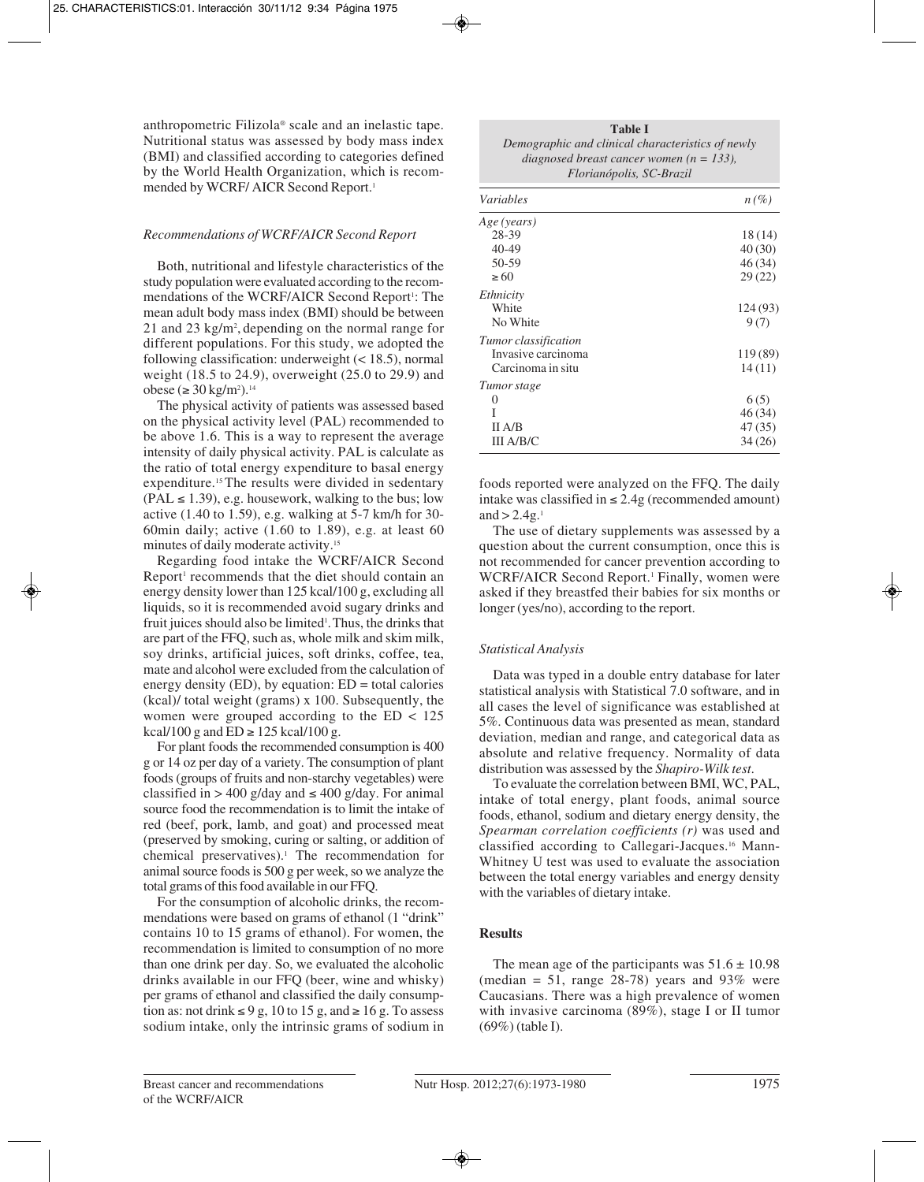anthropometric Filizola® scale and an inelastic tape. Nutritional status was assessed by body mass index (BMI) and classified according to categories defined by the World Health Organization, which is recommended by WCRF/ AICR Second Report.[1]

### *Recommendations of WCRF/AICR Second Report*

Both, nutritional and lifestyle characteristics of the study population were evaluated according to the recommendations of the WCRF/AICR Second Report[1]: The mean adult body mass index (BMI) should be between 21 and 23 kg/m$^2$, depending on the normal range for different populations. For this study, we adopted the following classification: underweight (< 18.5), normal weight (18.5 to 24.9), overweight (25.0 to 29.9) and obese (≥ 30 kg/m$^2$).[14]

The physical activity of patients was assessed based on the physical activity level (PAL) recommended to be above 1.6. This is a way to represent the average intensity of daily physical activity. PAL is calculate as the ratio of total energy expenditure to basal energy expenditure.[15] The results were divided in sedentary (PAL ≤ 1.39), e.g. housework, walking to the bus; low active (1.40 to 1.59), e.g. walking at 5-7 km/h for 30-60min daily; active (1.60 to 1.89), e.g. at least 60 minutes of daily moderate activity.[15]

Regarding food intake the WCRF/AICR Second Report[1] recommends that the diet should contain an energy density lower than 125 kcal/100 g, excluding all liquids, so it is recommended avoid sugary drinks and fruit juices should also be limited[1]. Thus, the drinks that are part of the FFQ, such as, whole milk and skim milk, soy drinks, artificial juices, soft drinks, coffee, tea, mate and alcohol were excluded from the calculation of energy density (ED), by equation: ED = total calories (kcal)/ total weight (grams) x 100. Subsequently, the women were grouped according to the ED < 125 kcal/100 g and ED ≥ 125 kcal/100 g.

For plant foods the recommended consumption is 400 g or 14 oz per day of a variety. The consumption of plant foods (groups of fruits and non-starchy vegetables) were classified in > 400 g/day and ≤ 400 g/day. For animal source food the recommendation is to limit the intake of red (beef, pork, lamb, and goat) and processed meat (preserved by smoking, curing or salting, or addition of chemical preservatives).[1] The recommendation for animal source foods is 500 g per week, so we analyze the total grams of this food available in our FFQ.

For the consumption of alcoholic drinks, the recommendations were based on grams of ethanol (1 "drink" contains 10 to 15 grams of ethanol). For women, the recommendation is limited to consumption of no more than one drink per day. So, we evaluated the alcoholic drinks available in our FFQ (beer, wine and whisky) per grams of ethanol and classified the daily consumption as: not drink ≤ 9 g, 10 to 15 g, and ≥ 16 g. To assess sodium intake, only the intrinsic grams of sodium in foods reported were analyzed on the FFQ. The daily intake was classified in ≤ 2.4g (recommended amount) and > 2.4g.[1]

The use of dietary supplements was assessed by a question about the current consumption, once this is not recommended for cancer prevention according to WCRF/AICR Second Report.[1] Finally, women were asked if they breastfed their babies for six months or longer (yes/no), according to the report.

**Table I**
*Demographic and clinical characteristics of newly diagnosed breast cancer women (n = 133), Florianópolis, SC-Brazil*

| *Variables* | *n (%)* |
|---|---|
| *Age (years)* | |
| 28-39 | 18 (14) |
| 40-49 | 40 (30) |
| 50-59 | 46 (34) |
| ≥ 60 | 29 (22) |
| *Ethnicity* | |
| White | 124 (93) |
| No White | 9 (7) |
| *Tumor classification* | |
| Invasive carcinoma | 119 (89) |
| Carcinoma in situ | 14 (11) |
| *Tumor stage* | |
| 0 | 6 (5) |
| I | 46 (34) |
| II A/B | 47 (35) |
| III A/B/C | 34 (26) |

### *Statistical Analysis*

Data was typed in a double entry database for later statistical analysis with Statistical 7.0 software, and in all cases the level of significance was established at 5%. Continuous data was presented as mean, standard deviation, median and range, and categorical data as absolute and relative frequency. Normality of data distribution was assessed by the *Shapiro-Wilk test*.

To evaluate the correlation between BMI, WC, PAL, intake of total energy, plant foods, animal source foods, ethanol, sodium and dietary energy density, the *Spearman correlation coefficients (r)* was used and classified according to Callegari-Jacques.[16] Mann-Whitney U test was used to evaluate the association between the total energy variables and energy density with the variables of dietary intake.

## Results

The mean age of the participants was 51.6 ± 10.98 (median = 51, range 28-78) years and 93% were Caucasians. There was a high prevalence of women with invasive carcinoma (89%), stage I or II tumor (69%) (table I).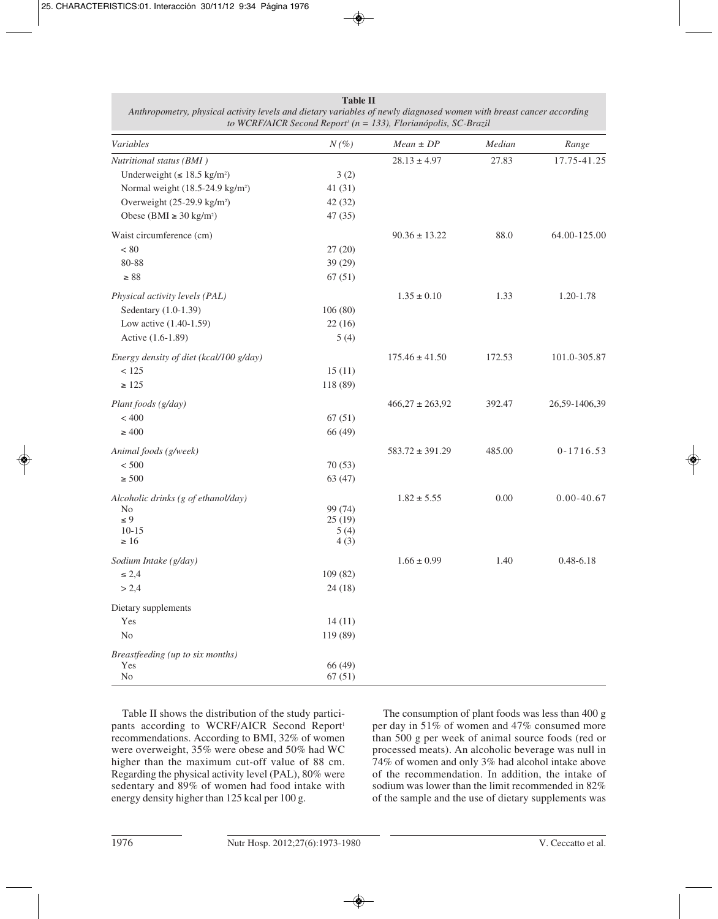**Table II**
*Anthropometry, physical activity levels and dietary variables of newly diagnosed women with breast cancer according to WCRF/AICR Second Report[1] (n = 133), Florianópolis, SC-Brazil*

| *Variables* | *N (%)* | *Mean ± DP* | *Median* | *Range* |
|---|---|---|---|---|
| *Nutritional status (BMI )* | | 28.13 ± 4.97 | 27.83 | 17.75-41.25 |
| Underweight (≤ 18.5 kg/m²) | 3 (2) | | | |
| Normal weight (18.5-24.9 kg/m²) | 41 (31) | | | |
| Overweight (25-29.9 kg/m²) | 42 (32) | | | |
| Obese (BMI ≥ 30 kg/m²) | 47 (35) | | | |
| Waist circumference (cm) | | 90.36 ± 13.22 | 88.0 | 64.00-125.00 |
| < 80 | 27 (20) | | | |
| 80-88 | 39 (29) | | | |
| ≥ 88 | 67 (51) | | | |
| *Physical activity levels (PAL)* | | 1.35 ± 0.10 | 1.33 | 1.20-1.78 |
| Sedentary (1.0-1.39) | 106 (80) | | | |
| Low active (1.40-1.59) | 22 (16) | | | |
| Active (1.6-1.89) | 5 (4) | | | |
| *Energy density of diet (kcal/100 g/day)* | | 175.46 ± 41.50 | 172.53 | 101.0-305.87 |
| < 125 | 15 (11) | | | |
| ≥ 125 | 118 (89) | | | |
| *Plant foods (g/day)* | | 466,27 ± 263,92 | 392.47 | 26,59-1406,39 |
| < 400 | 67 (51) | | | |
| ≥ 400 | 66 (49) | | | |
| *Animal foods (g/week)* | | 583.72 ± 391.29 | 485.00 | 0-1716.53 |
| < 500 | 70 (53) | | | |
| ≥ 500 | 63 (47) | | | |
| *Alcoholic drinks (g of ethanol/day)* | | 1.82 ± 5.55 | 0.00 | 0.00-40.67 |
| No | 99 (74) | | | |
| ≤ 9 | 25 (19) | | | |
| 10-15 | 5 (4) | | | |
| ≥ 16 | 4 (3) | | | |
| *Sodium Intake (g/day)* | | 1.66 ± 0.99 | 1.40 | 0.48-6.18 |
| ≤ 2,4 | 109 (82) | | | |
| > 2,4 | 24 (18) | | | |
| Dietary supplements | | | | |
| Yes | 14 (11) | | | |
| No | 119 (89) | | | |
| *Breastfeeding (up to six months)* | | | | |
| Yes | 66 (49) | | | |
| No | 67 (51) | | | |

Table II shows the distribution of the study participants according to WCRF/AICR Second Report[1] recommendations. According to BMI, 32% of women were overweight, 35% were obese and 50% had WC higher than the maximum cut-off value of 88 cm. Regarding the physical activity level (PAL), 80% were sedentary and 89% of women had food intake with energy density higher than 125 kcal per 100 g.

The consumption of plant foods was less than 400 g per day in 51% of women and 47% consumed more than 500 g per week of animal source foods (red or processed meats). An alcoholic beverage was null in 74% of women and only 3% had alcohol intake above of the recommendation. In addition, the intake of sodium was lower than the limit recommended in 82% of the sample and the use of dietary supplements was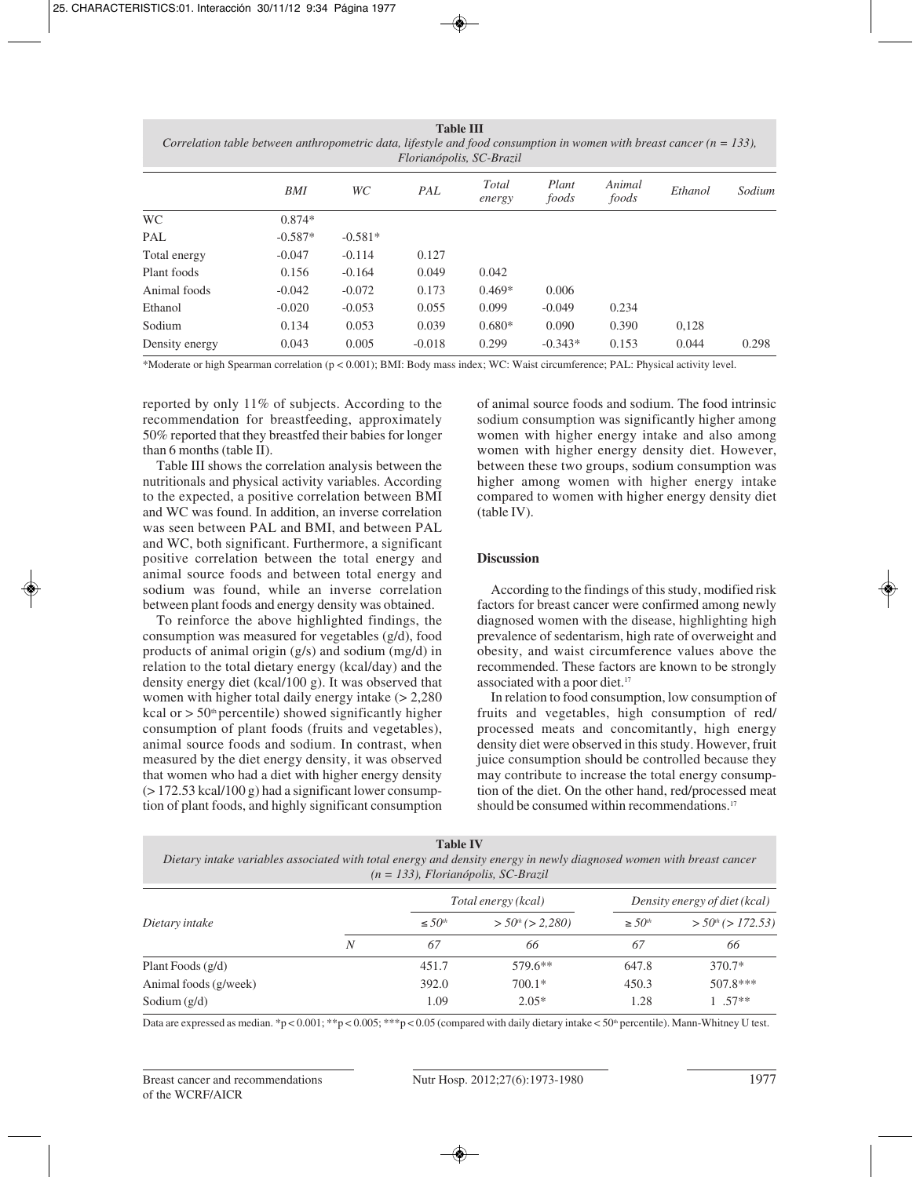**Table III**
*Correlation table between anthropometric data, lifestyle and food consumption in women with breast cancer (n = 133), Florianópolis, SC-Brazil*

| | BMI | WC | PAL | Total energy | Plant foods | Animal foods | Ethanol | Sodium |
|---|---|---|---|---|---|---|---|---|
| WC | 0.874* | | | | | | | |
| PAL | -0.587* | -0.581* | | | | | | |
| Total energy | -0.047 | -0.114 | 0.127 | | | | | |
| Plant foods | 0.156 | -0.164 | 0.049 | 0.042 | | | | |
| Animal foods | -0.042 | -0.072 | 0.173 | 0.469* | 0.006 | | | |
| Ethanol | -0.020 | -0.053 | 0.055 | 0.099 | -0.049 | 0.234 | | |
| Sodium | 0.134 | 0.053 | 0.039 | 0.680* | 0.090 | 0.390 | 0,128 | |
| Density energy | 0.043 | 0.005 | -0.018 | 0.299 | -0.343* | 0.153 | 0.044 | 0.298 |

*Moderate or high Spearman correlation (p < 0.001); BMI: Body mass index; WC: Waist circumference; PAL: Physical activity level.

reported by only 11% of subjects. According to the recommendation for breastfeeding, approximately 50% reported that they breastfed their babies for longer than 6 months (table II).

Table III shows the correlation analysis between the nutritionals and physical activity variables. According to the expected, a positive correlation between BMI and WC was found. In addition, an inverse correlation was seen between PAL and BMI, and between PAL and WC, both significant. Furthermore, a significant positive correlation between the total energy and animal source foods and between total energy and sodium was found, while an inverse correlation between plant foods and energy density was obtained.

To reinforce the above highlighted findings, the consumption was measured for vegetables (g/d), food products of animal origin (g/s) and sodium (mg/d) in relation to the total dietary energy (kcal/day) and the density energy diet (kcal/100 g). It was observed that women with higher total daily energy intake (> 2,280 kcal or > 50th percentile) showed significantly higher consumption of plant foods (fruits and vegetables), animal source foods and sodium. In contrast, when measured by the diet energy density, it was observed that women who had a diet with higher energy density (> 172.53 kcal/100 g) had a significant lower consumption of plant foods, and highly significant consumption of animal source foods and sodium. The food intrinsic sodium consumption was significantly higher among women with higher energy intake and also among women with higher energy density diet. However, between these two groups, sodium consumption was higher among women with higher energy intake compared to women with higher energy density diet (table IV).

## Discussion

According to the findings of this study, modified risk factors for breast cancer were confirmed among newly diagnosed women with the disease, highlighting high prevalence of sedentarism, high rate of overweight and obesity, and waist circumference values above the recommended. These factors are known to be strongly associated with a poor diet.[17]

In relation to food consumption, low consumption of fruits and vegetables, high consumption of red/processed meats and concomitantly, high energy density diet were observed in this study. However, fruit juice consumption should be controlled because they may contribute to increase the total energy consumption of the diet. On the other hand, red/processed meat should be consumed within recommendations.[17]

**Table IV**
*Dietary intake variables associated with total energy and density energy in newly diagnosed women with breast cancer (n = 133), Florianópolis, SC-Brazil*

| Dietary intake | | Total energy (kcal) | | Density energy of diet (kcal) | |
|---|---|---|---|---|---|
| | | ≤ 50th | > 50th (> 2,280) | ≥ 50th | > 50th (> 172.53) |
| | N | 67 | 66 | 67 | 66 |
| Plant Foods (g/d) | | 451.7 | 579.6** | 647.8 | 370.7* |
| Animal foods (g/week) | | 392.0 | 700.1* | 450.3 | 507.8*** |
| Sodium (g/d) | | 1.09 | 2.05* | 1.28 | 1 .57** |

Data are expressed as median. *p < 0.001; **p < 0.005; ***p < 0.05 (compared with daily dietary intake < 50th percentile). Mann-Whitney U test.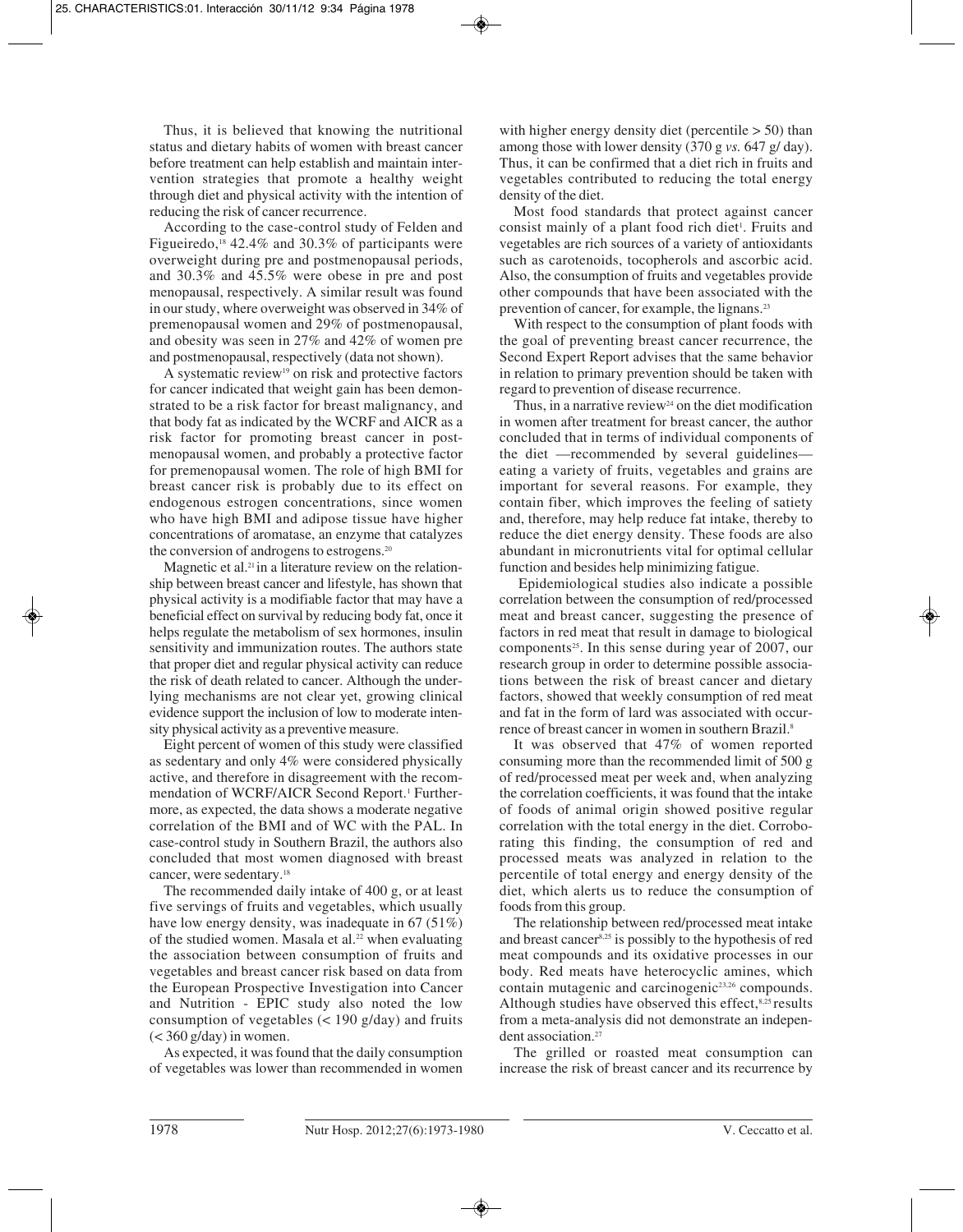Thus, it is believed that knowing the nutritional status and dietary habits of women with breast cancer before treatment can help establish and maintain intervention strategies that promote a healthy weight through diet and physical activity with the intention of reducing the risk of cancer recurrence.

According to the case-control study of Felden and Figueiredo,[18] 42.4% and 30.3% of participants were overweight during pre and postmenopausal periods, and 30.3% and 45.5% were obese in pre and post menopausal, respectively. A similar result was found in our study, where overweight was observed in 34% of premenopausal women and 29% of postmenopausal, and obesity was seen in 27% and 42% of women pre and postmenopausal, respectively (data not shown).

A systematic review[19] on risk and protective factors for cancer indicated that weight gain has been demonstrated to be a risk factor for breast malignancy, and that body fat as indicated by the WCRF and AICR as a risk factor for promoting breast cancer in postmenopausal women, and probably a protective factor for premenopausal women. The role of high BMI for breast cancer risk is probably due to its effect on endogenous estrogen concentrations, since women who have high BMI and adipose tissue have higher concentrations of aromatase, an enzyme that catalyzes the conversion of androgens to estrogens.[20]

Magnetic et al.[21] in a literature review on the relationship between breast cancer and lifestyle, has shown that physical activity is a modifiable factor that may have a beneficial effect on survival by reducing body fat, once it helps regulate the metabolism of sex hormones, insulin sensitivity and immunization routes. The authors state that proper diet and regular physical activity can reduce the risk of death related to cancer. Although the underlying mechanisms are not clear yet, growing clinical evidence support the inclusion of low to moderate intensity physical activity as a preventive measure.

Eight percent of women of this study were classified as sedentary and only 4% were considered physically active, and therefore in disagreement with the recommendation of WCRF/AICR Second Report.[1] Furthermore, as expected, the data shows a moderate negative correlation of the BMI and of WC with the PAL. In case-control study in Southern Brazil, the authors also concluded that most women diagnosed with breast cancer, were sedentary.[18]

The recommended daily intake of 400 g, or at least five servings of fruits and vegetables, which usually have low energy density, was inadequate in 67 (51%) of the studied women. Masala et al.[22] when evaluating the association between consumption of fruits and vegetables and breast cancer risk based on data from the European Prospective Investigation into Cancer and Nutrition - EPIC study also noted the low consumption of vegetables (< 190 g/day) and fruits (< 360 g/day) in women.

As expected, it was found that the daily consumption of vegetables was lower than recommended in women with higher energy density diet (percentile > 50) than among those with lower density (370 g *vs.* 647 g/ day). Thus, it can be confirmed that a diet rich in fruits and vegetables contributed to reducing the total energy density of the diet.

Most food standards that protect against cancer consist mainly of a plant food rich diet[1]. Fruits and vegetables are rich sources of a variety of antioxidants such as carotenoids, tocopherols and ascorbic acid. Also, the consumption of fruits and vegetables provide other compounds that have been associated with the prevention of cancer, for example, the lignans.[23]

With respect to the consumption of plant foods with the goal of preventing breast cancer recurrence, the Second Expert Report advises that the same behavior in relation to primary prevention should be taken with regard to prevention of disease recurrence.

Thus, in a narrative review[24] on the diet modification in women after treatment for breast cancer, the author concluded that in terms of individual components of the diet —recommended by several guidelines— eating a variety of fruits, vegetables and grains are important for several reasons. For example, they contain fiber, which improves the feeling of satiety and, therefore, may help reduce fat intake, thereby to reduce the diet energy density. These foods are also abundant in micronutrients vital for optimal cellular function and besides help minimizing fatigue.

Epidemiological studies also indicate a possible correlation between the consumption of red/processed meat and breast cancer, suggesting the presence of factors in red meat that result in damage to biological components[25]. In this sense during year of 2007, our research group in order to determine possible associations between the risk of breast cancer and dietary factors, showed that weekly consumption of red meat and fat in the form of lard was associated with occurrence of breast cancer in women in southern Brazil.[8]

It was observed that 47% of women reported consuming more than the recommended limit of 500 g of red/processed meat per week and, when analyzing the correlation coefficients, it was found that the intake of foods of animal origin showed positive regular correlation with the total energy in the diet. Corroborating this finding, the consumption of red and processed meats was analyzed in relation to the percentile of total energy and energy density of the diet, which alerts us to reduce the consumption of foods from this group.

The relationship between red/processed meat intake and breast cancer[8,25] is possibly to the hypothesis of red meat compounds and its oxidative processes in our body. Red meats have heterocyclic amines, which contain mutagenic and carcinogenic[23,26] compounds. Although studies have observed this effect,[8,25] results from a meta-analysis did not demonstrate an independent association.[27]

The grilled or roasted meat consumption can increase the risk of breast cancer and its recurrence by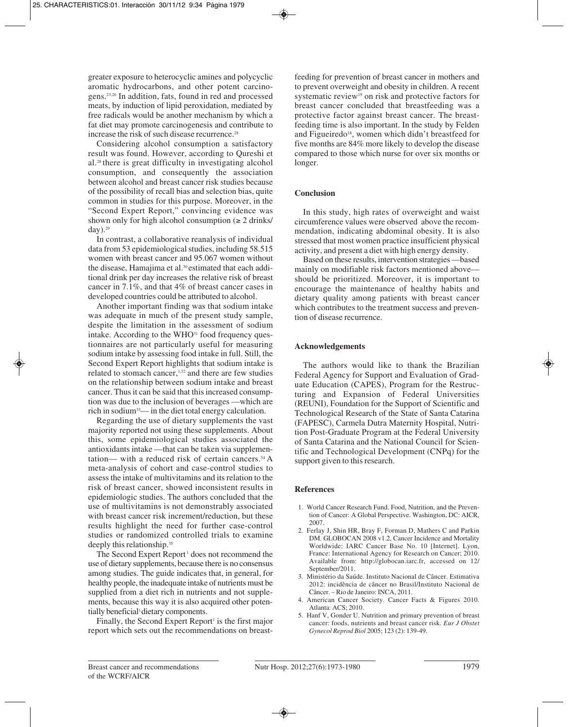greater exposure to heterocyclic amines and polycyclic aromatic hydrocarbons, and other potent carcinogens.[23,26] In addition, fats, found in red and processed meats, by induction of lipid peroxidation, mediated by free radicals would be another mechanism by which a fat diet may promote carcinogenesis and contribute to increase the risk of such disease recurrence.[28]

Considering alcohol consumption a satisfactory result was found. However, according to Qureshi et al.[28] there is great difficulty in investigating alcohol consumption, and consequently the association between alcohol and breast cancer risk studies because of the possibility of recall bias and selection bias, quite common in studies for this purpose. Moreover, in the "Second Expert Report," convincing evidence was shown only for high alcohol consumption (≥ 2 drinks/day).[29]

In contrast, a collaborative reanalysis of individual data from 53 epidemiological studies, including 58.515 women with breast cancer and 95.067 women without the disease, Hamajima et al.[30] estimated that each additional drink per day increases the relative risk of breast cancer in 7.1%, and that 4% of breast cancer cases in developed countries could be attributed to alcohol.

Another important finding was that sodium intake was adequate in much of the present study sample, despite the limitation in the assessment of sodium intake. According to the WHO[31] food frequency questionnaires are not particularly useful for measuring sodium intake by assessing food intake in full. Still, the Second Expert Report highlights that sodium intake is related to stomach cancer,[1,32] and there are few studies on the relationship between sodium intake and breast cancer. Thus it can be said that this increased consumption was due to the inclusion of beverages —which are rich in sodium[33]— in the diet total energy calculation.

Regarding the use of dietary supplements the vast majority reported not using these supplements. About this, some epidemiological studies associated the antioxidants intake —that can be taken via supplementation— with a reduced risk of certain cancers.[34] A meta-analysis of cohort and case-control studies to assess the intake of multivitamins and its relation to the risk of breast cancer, showed inconsistent results in epidemiologic studies. The authors concluded that the use of multivitamins is not demonstrably associated with breast cancer risk increment/reduction, but these results highlight the need for further case-control studies or randomized controlled trials to examine deeply this relationship.[35]

The Second Expert Report[1] does not recommend the use of dietary supplements, because there is no consensus among studies. The guide indicates that, in general, for healthy people, the inadequate intake of nutrients must be supplied from a diet rich in nutrients and not supplements, because this way it is also acquired other potentially beneficial[1] dietary components.

Finally, the Second Expert Report[1] is the first major report which sets out the recommendations on breastfeeding for prevention of breast cancer in mothers and to prevent overweight and obesity in children. A recent systematic review[19] on risk and protective factors for breast cancer concluded that breastfeeding was a protective factor against breast cancer. The breastfeeding time is also important. In the study by Felden and Figueiredo[18], women which didn't breastfeed for five months are 84% more likely to develop the disease compared to those which nurse for over six months or longer.

## Conclusion

In this study, high rates of overweight and waist circumference values were observed above the recommendation, indicating abdominal obesity. It is also stressed that most women practice insufficient physical activity, and present a diet with high energy density.

Based on these results, intervention strategies —based mainly on modifiable risk factors mentioned above— should be prioritized. Moreover, it is important to encourage the maintenance of healthy habits and dietary quality among patients with breast cancer which contributes to the treatment success and prevention of disease recurrence.

## Acknowledgements

The authors would like to thank the Brazilian Federal Agency for Support and Evaluation of Graduate Education (CAPES), Program for the Restructuring and Expansion of Federal Universities (REUNI), Foundation for the Support of Scientific and Technological Research of the State of Santa Catarina (FAPESC), Carmela Dutra Maternity Hospital, Nutrition Post-Graduate Program at the Federal University of Santa Catarina and the National Council for Scientific and Technological Development (CNPq) for the support given to this research.

## References

1. World Cancer Research Fund. Food, Nutrition, and the Prevention of Cancer: A Global Perspective. Washington, DC: AICR, 2007.
2. Ferlay J, Shin HR, Bray F, Forman D, Mathers C and Parkin DM. GLOBOCAN 2008 v1.2, Cancer Incidence and Mortality Worldwide: IARC Cancer Base No. 10 [Internet]. Lyon, France: International Agency for Research on Cancer; 2010. Available from: http://globocan.iarc.fr, accessed on 12/September/2011.
3. Ministério da Saúde. Instituto Nacional de Câncer. Estimativa 2012: incidência de câncer no Brasil/Instituto Nacional de Câncer. – Rio de Janeiro: INCA, 2011.
4. American Cancer Society. Cancer Facts & Figures 2010. Atlanta: ACS; 2010.
5. Hanf V, Gonder U. Nutrition and primary prevention of breast cancer: foods, nutrients and breast cancer risk. *Eur J Obstet Gynecol Reprod Biol* 2005; 123 (2): 139-49.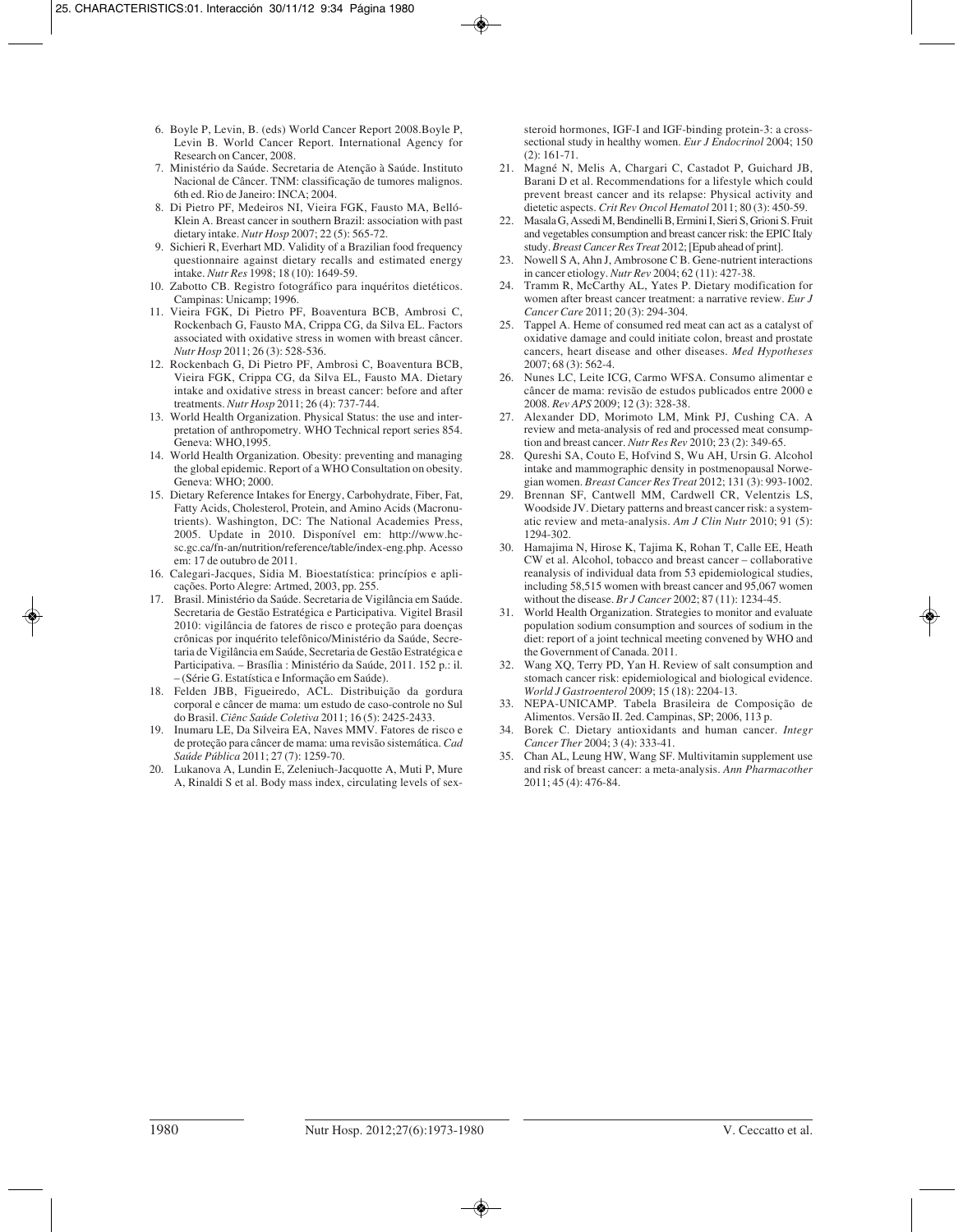6. Boyle P, Levin, B. (eds) World Cancer Report 2008.Boyle P, Levin B. World Cancer Report. International Agency for Research on Cancer, 2008.
7. Ministério da Saúde. Secretaria de Atenção à Saúde. Instituto Nacional de Câncer. TNM: classificação de tumores malignos. 6th ed. Rio de Janeiro: INCA; 2004.
8. Di Pietro PF, Medeiros NI, Vieira FGK, Fausto MA, Belló-Klein A. Breast cancer in southern Brazil: association with past dietary intake. *Nutr Hosp* 2007; 22 (5): 565-72.
9. Sichieri R, Everhart MD. Validity of a Brazilian food frequency questionnaire against dietary recalls and estimated energy intake. *Nutr Res* 1998; 18 (10): 1649-59.
10. Zabotto CB. Registro fotográfico para inquéritos dietéticos. Campinas: Unicamp; 1996.
11. Vieira FGK, Di Pietro PF, Boaventura BCB, Ambrosi C, Rockenbach G, Fausto MA, Crippa CG, da Silva EL. Factors associated with oxidative stress in women with breast câncer. *Nutr Hosp* 2011; 26 (3): 528-536.
12. Rockenbach G, Di Pietro PF, Ambrosi C, Boaventura BCB, Vieira FGK, Crippa CG, da Silva EL, Fausto MA. Dietary intake and oxidative stress in breast cancer: before and after treatments. *Nutr Hosp* 2011; 26 (4): 737-744.
13. World Health Organization. Physical Status: the use and interpretation of anthropometry. WHO Technical report series 854. Geneva: WHO,1995.
14. World Health Organization. Obesity: preventing and managing the global epidemic. Report of a WHO Consultation on obesity. Geneva: WHO; 2000.
15. Dietary Reference Intakes for Energy, Carbohydrate, Fiber, Fat, Fatty Acids, Cholesterol, Protein, and Amino Acids (Macronutrients). Washington, DC: The National Academies Press, 2005. Update in 2010. Disponível em: http://www.hc-sc.gc.ca/fn-an/nutrition/reference/table/index-eng.php. Acesso em: 17 de outubro de 2011.
16. Calegari-Jacques, Sidia M. Bioestatística: princípios e aplicações. Porto Alegre: Artmed, 2003, pp. 255.
17. Brasil. Ministério da Saúde. Secretaria de Vigilância em Saúde. Secretaria de Gestão Estratégica e Participativa. Vigitel Brasil 2010: vigilância de fatores de risco e proteção para doenças crônicas por inquérito telefônico/Ministério da Saúde, Secretaria de Vigilância em Saúde, Secretaria de Gestão Estratégica e Participativa. – Brasília : Ministério da Saúde, 2011. 152 p.: il. – (Série G. Estatística e Informação em Saúde).
18. Felden JBB, Figueiredo, ACL. Distribuição da gordura corporal e câncer de mama: um estudo de caso-controle no Sul do Brasil. *Ciênc Saúde Coletiva* 2011; 16 (5): 2425-2433.
19. Inumaru LE, Da Silveira EA, Naves MMV. Fatores de risco e de proteção para câncer de mama: uma revisão sistemática. *Cad Saúde Pública* 2011; 27 (7): 1259-70.
20. Lukanova A, Lundin E, Zeleniuch-Jacquotte A, Muti P, Mure A, Rinaldi S et al. Body mass index, circulating levels of sex-steroid hormones, IGF-I and IGF-binding protein-3: a cross-sectional study in healthy women. *Eur J Endocrinol* 2004; 150 (2): 161-71.
21. Magné N, Melis A, Chargari C, Castadot P, Guichard JB, Barani D et al. Recommendations for a lifestyle which could prevent breast cancer and its relapse: Physical activity and dietetic aspects. *Crit Rev Oncol Hematol* 2011; 80 (3): 450-59.
22. Masala G, Assedi M, Bendinelli B, Ermini I, Sieri S, Grioni S. Fruit and vegetables consumption and breast cancer risk: the EPIC Italy study. *Breast Cancer Res Treat* 2012; [Epub ahead of print].
23. Nowell S A, Ahn J, Ambrosone C B. Gene-nutrient interactions in cancer etiology. *Nutr Rev* 2004; 62 (11): 427-38.
24. Tramm R, McCarthy AL, Yates P. Dietary modification for women after breast cancer treatment: a narrative review. *Eur J Cancer Care* 2011; 20 (3): 294-304.
25. Tappel A. Heme of consumed red meat can act as a catalyst of oxidative damage and could initiate colon, breast and prostate cancers, heart disease and other diseases. *Med Hypotheses* 2007; 68 (3): 562-4.
26. Nunes LC, Leite ICG, Carmo WFSA. Consumo alimentar e câncer de mama: revisão de estudos publicados entre 2000 e 2008. *Rev APS* 2009; 12 (3): 328-38.
27. Alexander DD, Morimoto LM, Mink PJ, Cushing CA. A review and meta-analysis of red and processed meat consumption and breast cancer. *Nutr Res Rev* 2010; 23 (2): 349-65.
28. Qureshi SA, Couto E, Hofvind S, Wu AH, Ursin G. Alcohol intake and mammographic density in postmenopausal Norwegian women. *Breast Cancer Res Treat* 2012; 131 (3): 993-1002.
29. Brennan SF, Cantwell MM, Cardwell CR, Velentzis LS, Woodside JV. Dietary patterns and breast cancer risk: a systematic review and meta-analysis. *Am J Clin Nutr* 2010; 91 (5): 1294-302.
30. Hamajima N, Hirose K, Tajima K, Rohan T, Calle EE, Heath CW et al. Alcohol, tobacco and breast cancer – collaborative reanalysis of individual data from 53 epidemiological studies, including 58,515 women with breast cancer and 95,067 women without the disease. *Br J Cancer* 2002; 87 (11): 1234-45.
31. World Health Organization. Strategies to monitor and evaluate population sodium consumption and sources of sodium in the diet: report of a joint technical meeting convened by WHO and the Government of Canada. 2011.
32. Wang XQ, Terry PD, Yan H. Review of salt consumption and stomach cancer risk: epidemiological and biological evidence. *World J Gastroenterol* 2009; 15 (18): 2204-13.
33. NEPA-UNICAMP. Tabela Brasileira de Composição de Alimentos. Versão II. 2ed. Campinas, SP; 2006, 113 p.
34. Borek C. Dietary antioxidants and human cancer. *Integr Cancer Ther* 2004; 3 (4): 333-41.
35. Chan AL, Leung HW, Wang SF. Multivitamin supplement use and risk of breast cancer: a meta-analysis. *Ann Pharmacother* 2011; 45 (4): 476-84.